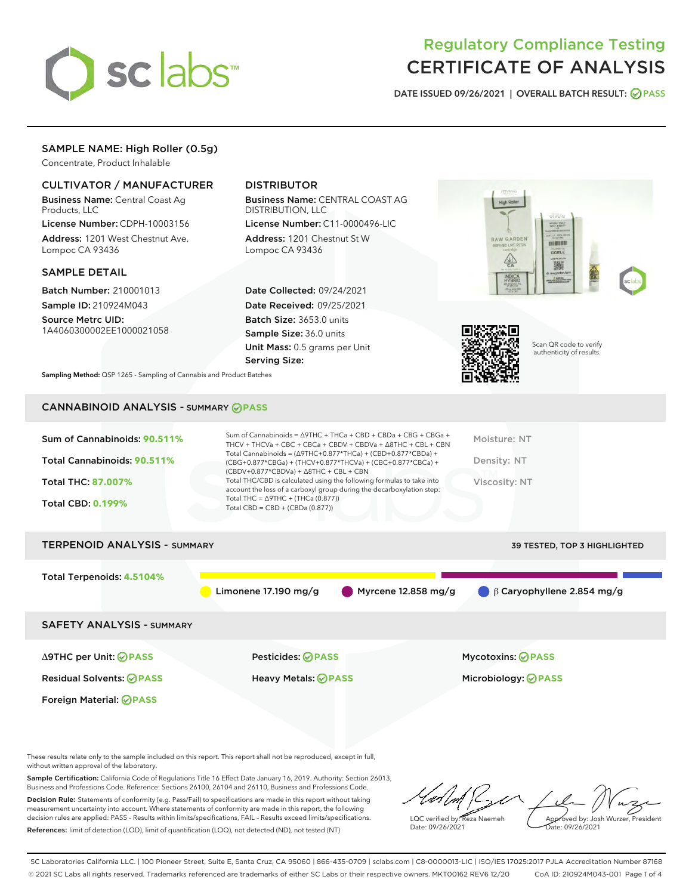# Regulatory Compliance Testing CERTIFICATE OF ANALYSIS

DATE ISSUED 09/26/2021 | OVERALL BATCH RESULT: PASS

## SAMPLE NAME: High Roller (0.5g)

Concentrate, Product Inhalable

### CULTIVATOR / MANUFACTURER

**Business Name:** Central Coast Ag Products, LLC

**License Number:** CDPH-10003156

**Address:** 1201 West Chestnut Ave. Lompoc CA 93436

### DISTRIBUTOR

**Business Name:** CENTRAL COAST AG DISTRIBUTION, LLC

**License Number:** C11-0000496-LIC

**Address:** 1201 Chestnut St W Lompoc CA 93436

### SAMPLE DETAIL

**Batch Number:** 210001013

**Sample ID:** 210924M043

**Source Metrc UID:** 1A4060300002EE1000021058

**Date Collected:** 09/24/2021

**Date Received:** 09/25/2021

**Batch Size:** 3653.0 units

**Sample Size:** 36.0 units

**Unit Mass:** 0.5 grams per Unit

**Serving Size:**

Scan QR code to verify authenticity of results.

**Sampling Method:** QSP 1265 - Sampling of Cannabis and Product Batches

## CANNABINOID ANALYSIS - SUMMARY PASS

Sum of Cannabinoids: **90.511%**

Total Cannabinoids: **90.511%**

Total THC: **87.007%**

Total CBD: **0.199%**

Sum of Cannabinoids = Δ9THC + THCa + CBD + CBDa + CBG + CBGa + THCV + THCVa + CBC + CBCa + CBDV + CBDVa + Δ8THC + CBL + CBN

Total Cannabinoids = (Δ9THC+0.877*THCa) + (CBD+0.877*CBDa) + (CBG+0.877*CBGa) + (THCV+0.877*THCVa) + (CBC+0.877*CBCa) + (CBDV+0.877*CBDVa) + Δ8THC + CBL + CBN

Total THC/CBD is calculated using the following formulas to take into account the loss of a carboxyl group during the decarboxylation step:

Total THC = Δ9THC + (THCa (0.877))

Total CBD = CBD + (CBDa (0.877))

Moisture: NT

Density: NT

Viscosity: NT

## TERPENOID ANALYSIS - SUMMARY

39 TESTED, TOP 3 HIGHLIGHTED

Total Terpenoids: **4.5104%**

Limonene 17.190 mg/g | Myrcene 12.858 mg/g | β Caryophyllene 2.854 mg/g

## SAFETY ANALYSIS - SUMMARY

| | | |
|---|---|---|
| Δ9THC per Unit: PASS | Pesticides: PASS | Mycotoxins: PASS |
| Residual Solvents: PASS | Heavy Metals: PASS | Microbiology: PASS |
| Foreign Material: PASS | | |

These results relate only to the sample included on this report. This report shall not be reproduced, except in full, without written approval of the laboratory.

**Sample Certification:** California Code of Regulations Title 16 Effect Date January 16, 2019. Authority: Section 26013, Business and Professions Code. Reference: Sections 26100, 26104 and 26110, Business and Professions Code.

**Decision Rule:** Statements of conformity (e.g. Pass/Fail) to specifications are made in this report without taking measurement uncertainty into account. Where statements of conformity are made in this report, the following decision rules are applied: PASS - Results within limits/specifications, FAIL - Results exceed limits/specifications.

**References:** limit of detection (LOD), limit of quantification (LOQ), not detected (ND), not tested (NT)

LQC verified by: Reza Naemeh
Date: 09/26/2021

Approved by: Josh Wurzer, President
Date: 09/26/2021

SC Laboratories California LLC. | 100 Pioneer Street, Suite E, Santa Cruz, CA 95060 | 866-435-0709 | sclabs.com | C8-0000013-LIC | ISO/IES 17025:2017 PJLA Accreditation Number 87168

© 2021 SC Labs all rights reserved. Trademarks referenced are trademarks of either SC Labs or their respective owners. MKT00162 REV6 12/20 CoA ID: 210924M043-001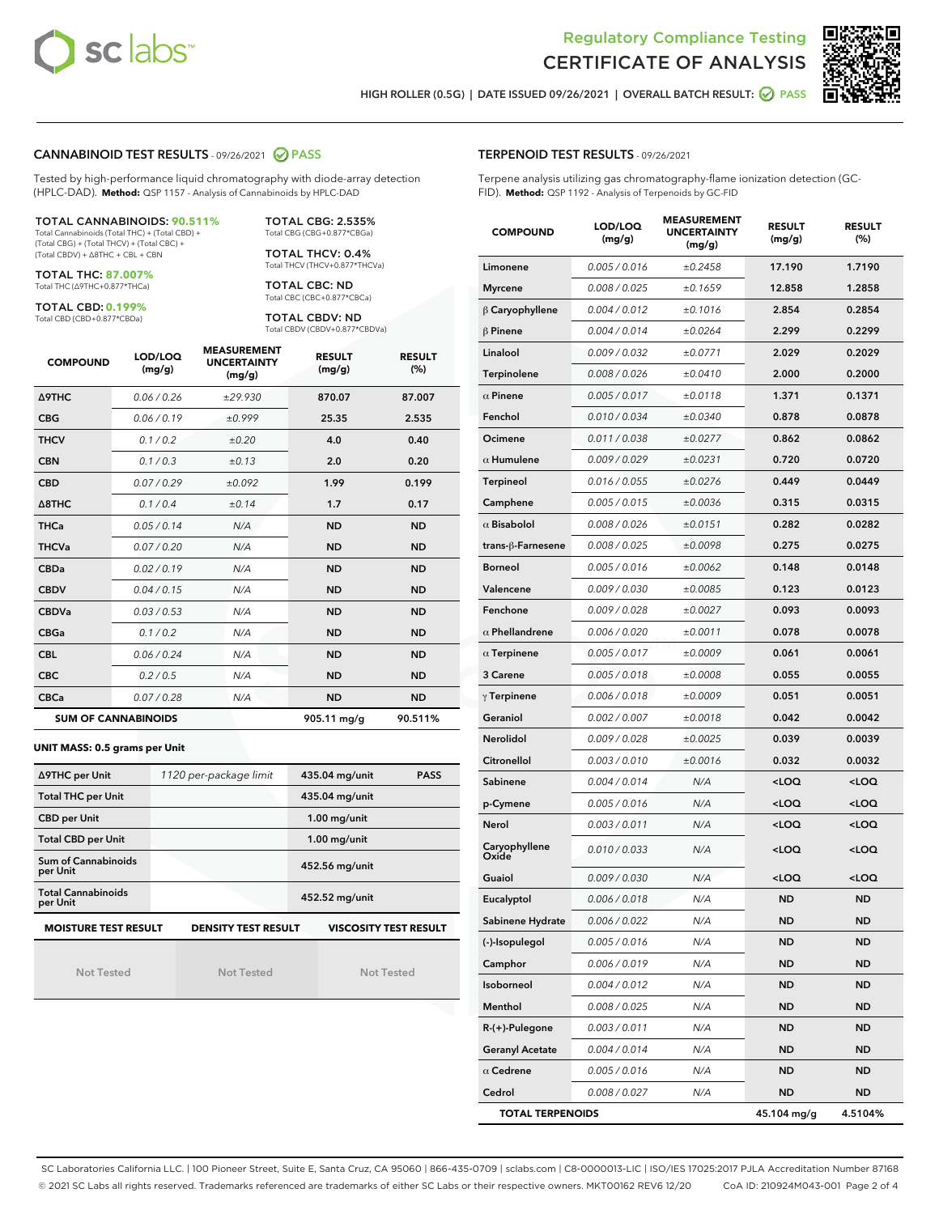# Regulatory Compliance Testing
# CERTIFICATE OF ANALYSIS

HIGH ROLLER (0.5G) | DATE ISSUED 09/26/2021 | OVERALL BATCH RESULT: PASS

## CANNABINOID TEST RESULTS - 09/26/2021 PASS

Tested by high-performance liquid chromatography with diode-array detection (HPLC-DAD). **Method:** QSP 1157 - Analysis of Cannabinoids by HPLC-DAD

**TOTAL CANNABINOIDS: 90.511%**
Total Cannabinoids (Total THC) + (Total CBD) + (Total CBG) + (Total THCV) + (Total CBC) + (Total CBDV) + Δ8THC + CBL + CBN

**TOTAL THC: 87.007%**
Total THC (Δ9THC+0.877*THCa)

**TOTAL CBD: 0.199%**
Total CBD (CBD+0.877*CBDa)

**TOTAL CBG: 2.535%**
Total CBG (CBG+0.877*CBGa)

**TOTAL THCV: 0.4%**
Total THCV (THCV+0.877*THCVa)

**TOTAL CBC: ND**
Total CBC (CBC+0.877*CBCa)

**TOTAL CBDV: ND**
Total CBDV (CBDV+0.877*CBDVa)

| COMPOUND | LOD/LOQ (mg/g) | MEASUREMENT UNCERTAINTY (mg/g) | RESULT (mg/g) | RESULT (%) |
|---|---|---|---|---|
| Δ9THC | 0.06 / 0.26 | ±29.930 | 870.07 | 87.007 |
| CBG | 0.06 / 0.19 | ±0.999 | 25.35 | 2.535 |
| THCV | 0.1 / 0.2 | ±0.20 | 4.0 | 0.40 |
| CBN | 0.1 / 0.3 | ±0.13 | 2.0 | 0.20 |
| CBD | 0.07 / 0.29 | ±0.092 | 1.99 | 0.199 |
| Δ8THC | 0.1 / 0.4 | ±0.14 | 1.7 | 0.17 |
| THCa | 0.05 / 0.14 | N/A | ND | ND |
| THCVa | 0.07 / 0.20 | N/A | ND | ND |
| CBDa | 0.02 / 0.19 | N/A | ND | ND |
| CBDV | 0.04 / 0.15 | N/A | ND | ND |
| CBDVa | 0.03 / 0.53 | N/A | ND | ND |
| CBGa | 0.1 / 0.2 | N/A | ND | ND |
| CBL | 0.06 / 0.24 | N/A | ND | ND |
| CBC | 0.2 / 0.5 | N/A | ND | ND |
| CBCa | 0.07 / 0.28 | N/A | ND | ND |
| **SUM OF CANNABINOIDS** | | | 905.11 mg/g | 90.511% |

**UNIT MASS: 0.5 grams per Unit**

| | | | |
|---|---|---|---|
| Δ9THC per Unit | 1120 per-package limit | 435.04 mg/unit | PASS |
| Total THC per Unit | | 435.04 mg/unit | |
| CBD per Unit | | 1.00 mg/unit | |
| Total CBD per Unit | | 1.00 mg/unit | |
| Sum of Cannabinoids per Unit | | 452.56 mg/unit | |
| Total Cannabinoids per Unit | | 452.52 mg/unit | |

| MOISTURE TEST RESULT | DENSITY TEST RESULT | VISCOSITY TEST RESULT |
|---|---|---|
| Not Tested | Not Tested | Not Tested |

## TERPENOID TEST RESULTS - 09/26/2021

Terpene analysis utilizing gas chromatography-flame ionization detection (GC-FID). **Method:** QSP 1192 - Analysis of Terpenoids by GC-FID

| COMPOUND | LOD/LOQ (mg/g) | MEASUREMENT UNCERTAINTY (mg/g) | RESULT (mg/g) | RESULT (%) |
|---|---|---|---|---|
| Limonene | 0.005 / 0.016 | ±0.2458 | 17.190 | 1.7190 |
| Myrcene | 0.008 / 0.025 | ±0.1659 | 12.858 | 1.2858 |
| β Caryophyllene | 0.004 / 0.012 | ±0.1016 | 2.854 | 0.2854 |
| β Pinene | 0.004 / 0.014 | ±0.0264 | 2.299 | 0.2299 |
| Linalool | 0.009 / 0.032 | ±0.0771 | 2.029 | 0.2029 |
| Terpinolene | 0.008 / 0.026 | ±0.0410 | 2.000 | 0.2000 |
| α Pinene | 0.005 / 0.017 | ±0.0118 | 1.371 | 0.1371 |
| Fenchol | 0.010 / 0.034 | ±0.0340 | 0.878 | 0.0878 |
| Ocimene | 0.011 / 0.038 | ±0.0277 | 0.862 | 0.0862 |
| α Humulene | 0.009 / 0.029 | ±0.0231 | 0.720 | 0.0720 |
| Terpineol | 0.016 / 0.055 | ±0.0276 | 0.449 | 0.0449 |
| Camphene | 0.005 / 0.015 | ±0.0036 | 0.315 | 0.0315 |
| α Bisabolol | 0.008 / 0.026 | ±0.0151 | 0.282 | 0.0282 |
| trans-β-Farnesene | 0.008 / 0.025 | ±0.0098 | 0.275 | 0.0275 |
| Borneol | 0.005 / 0.016 | ±0.0062 | 0.148 | 0.0148 |
| Valencene | 0.009 / 0.030 | ±0.0085 | 0.123 | 0.0123 |
| Fenchone | 0.009 / 0.028 | ±0.0027 | 0.093 | 0.0093 |
| α Phellandrene | 0.006 / 0.020 | ±0.0011 | 0.078 | 0.0078 |
| α Terpinene | 0.005 / 0.017 | ±0.0009 | 0.061 | 0.0061 |
| 3 Carene | 0.005 / 0.018 | ±0.0008 | 0.055 | 0.0055 |
| γ Terpinene | 0.006 / 0.018 | ±0.0009 | 0.051 | 0.0051 |
| Geraniol | 0.002 / 0.007 | ±0.0018 | 0.042 | 0.0042 |
| Nerolidol | 0.009 / 0.028 | ±0.0025 | 0.039 | 0.0039 |
| Citronellol | 0.003 / 0.010 | ±0.0016 | 0.032 | 0.0032 |
| Sabinene | 0.004 / 0.014 | N/A | <LOQ | <LOQ |
| p-Cymene | 0.005 / 0.016 | N/A | <LOQ | <LOQ |
| Nerol | 0.003 / 0.011 | N/A | <LOQ | <LOQ |
| Caryophyllene Oxide | 0.010 / 0.033 | N/A | <LOQ | <LOQ |
| Guaiol | 0.009 / 0.030 | N/A | <LOQ | <LOQ |
| Eucalyptol | 0.006 / 0.018 | N/A | ND | ND |
| Sabinene Hydrate | 0.006 / 0.022 | N/A | ND | ND |
| (-)-Isopulegol | 0.005 / 0.016 | N/A | ND | ND |
| Camphor | 0.006 / 0.019 | N/A | ND | ND |
| Isoborneol | 0.004 / 0.012 | N/A | ND | ND |
| Menthol | 0.008 / 0.025 | N/A | ND | ND |
| R-(+)-Pulegone | 0.003 / 0.011 | N/A | ND | ND |
| Geranyl Acetate | 0.004 / 0.014 | N/A | ND | ND |
| α Cedrene | 0.005 / 0.016 | N/A | ND | ND |
| Cedrol | 0.008 / 0.027 | N/A | ND | ND |
| **TOTAL TERPENOIDS** | | | 45.104 mg/g | 4.5104% |

SC Laboratories California LLC. | 100 Pioneer Street, Suite E, Santa Cruz, CA 95060 | 866-435-0709 | sclabs.com | C8-0000013-LIC | ISO/IES 17025:2017 PJLA Accreditation Number 87168
© 2021 SC Labs all rights reserved. Trademarks referenced are trademarks of either SC Labs or their respective owners. MKT00162 REV6 12/20 CoA ID: 210924M043-001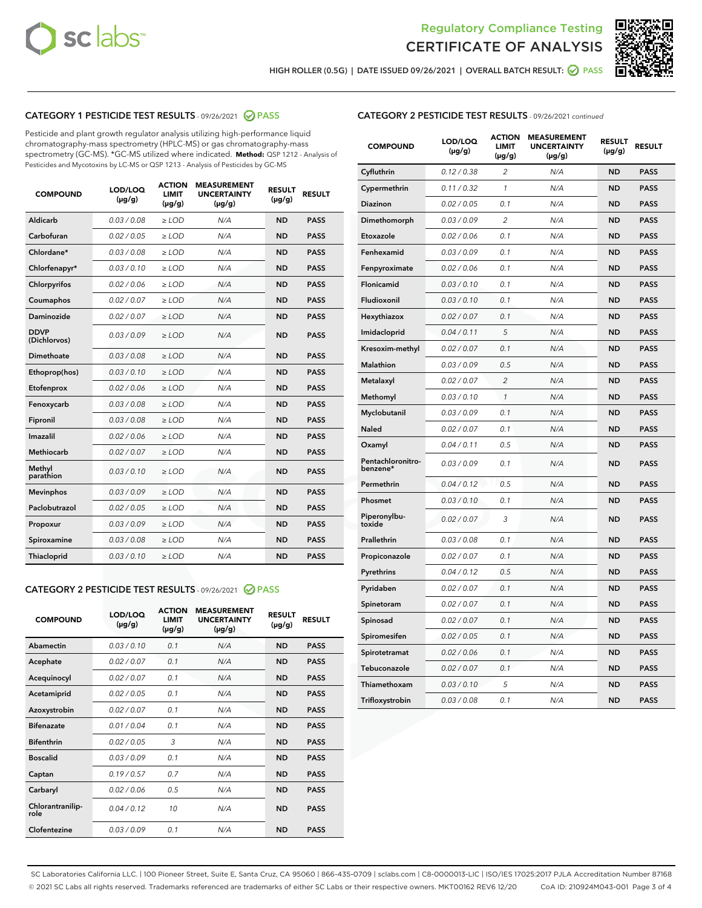Regulatory Compliance Testing
# CERTIFICATE OF ANALYSIS

HIGH ROLLER (0.5G) | DATE ISSUED 09/26/2021 | OVERALL BATCH RESULT: PASS

## CATEGORY 1 PESTICIDE TEST RESULTS - 09/26/2021 PASS

Pesticide and plant growth regulator analysis utilizing high-performance liquid chromatography-mass spectrometry (HPLC-MS) or gas chromatography-mass spectrometry (GC-MS). *GC-MS utilized where indicated. **Method:** QSP 1212 - Analysis of Pesticides and Mycotoxins by LC-MS or QSP 1213 - Analysis of Pesticides by GC-MS

| COMPOUND | LOD/LOQ (µg/g) | ACTION LIMIT (µg/g) | MEASUREMENT UNCERTAINTY (µg/g) | RESULT (µg/g) | RESULT |
|---|---|---|---|---|---|
| Aldicarb | 0.03 / 0.08 | ≥ LOD | N/A | ND | PASS |
| Carbofuran | 0.02 / 0.05 | ≥ LOD | N/A | ND | PASS |
| Chlordane* | 0.03 / 0.08 | ≥ LOD | N/A | ND | PASS |
| Chlorfenapyr* | 0.03 / 0.10 | ≥ LOD | N/A | ND | PASS |
| Chlorpyrifos | 0.02 / 0.06 | ≥ LOD | N/A | ND | PASS |
| Coumaphos | 0.02 / 0.07 | ≥ LOD | N/A | ND | PASS |
| Daminozide | 0.02 / 0.07 | ≥ LOD | N/A | ND | PASS |
| DDVP (Dichlorvos) | 0.03 / 0.09 | ≥ LOD | N/A | ND | PASS |
| Dimethoate | 0.03 / 0.08 | ≥ LOD | N/A | ND | PASS |
| Ethoprop(hos) | 0.03 / 0.10 | ≥ LOD | N/A | ND | PASS |
| Etofenprox | 0.02 / 0.06 | ≥ LOD | N/A | ND | PASS |
| Fenoxycarb | 0.03 / 0.08 | ≥ LOD | N/A | ND | PASS |
| Fipronil | 0.03 / 0.08 | ≥ LOD | N/A | ND | PASS |
| Imazalil | 0.02 / 0.06 | ≥ LOD | N/A | ND | PASS |
| Methiocarb | 0.02 / 0.07 | ≥ LOD | N/A | ND | PASS |
| Methyl parathion | 0.03 / 0.10 | ≥ LOD | N/A | ND | PASS |
| Mevinphos | 0.03 / 0.09 | ≥ LOD | N/A | ND | PASS |
| Paclobutrazol | 0.02 / 0.05 | ≥ LOD | N/A | ND | PASS |
| Propoxur | 0.03 / 0.09 | ≥ LOD | N/A | ND | PASS |
| Spiroxamine | 0.03 / 0.08 | ≥ LOD | N/A | ND | PASS |
| Thiacloprid | 0.03 / 0.10 | ≥ LOD | N/A | ND | PASS |

## CATEGORY 2 PESTICIDE TEST RESULTS - 09/26/2021 PASS

| COMPOUND | LOD/LOQ (µg/g) | ACTION LIMIT (µg/g) | MEASUREMENT UNCERTAINTY (µg/g) | RESULT (µg/g) | RESULT |
|---|---|---|---|---|---|
| Abamectin | 0.03 / 0.10 | 0.1 | N/A | ND | PASS |
| Acephate | 0.02 / 0.07 | 0.1 | N/A | ND | PASS |
| Acequinocyl | 0.02 / 0.07 | 0.1 | N/A | ND | PASS |
| Acetamiprid | 0.02 / 0.05 | 0.1 | N/A | ND | PASS |
| Azoxystrobin | 0.02 / 0.07 | 0.1 | N/A | ND | PASS |
| Bifenazate | 0.01 / 0.04 | 0.1 | N/A | ND | PASS |
| Bifenthrin | 0.02 / 0.05 | 3 | N/A | ND | PASS |
| Boscalid | 0.03 / 0.09 | 0.1 | N/A | ND | PASS |
| Captan | 0.19 / 0.57 | 0.7 | N/A | ND | PASS |
| Carbaryl | 0.02 / 0.06 | 0.5 | N/A | ND | PASS |
| Chlorantraniliprole | 0.04 / 0.12 | 10 | N/A | ND | PASS |
| Clofentezine | 0.03 / 0.09 | 0.1 | N/A | ND | PASS |
| Cyfluthrin | 0.12 / 0.38 | 2 | N/A | ND | PASS |
| Cypermethrin | 0.11 / 0.32 | 1 | N/A | ND | PASS |
| Diazinon | 0.02 / 0.05 | 0.1 | N/A | ND | PASS |
| Dimethomorph | 0.03 / 0.09 | 2 | N/A | ND | PASS |
| Etoxazole | 0.02 / 0.06 | 0.1 | N/A | ND | PASS |
| Fenhexamid | 0.03 / 0.09 | 0.1 | N/A | ND | PASS |
| Fenpyroximate | 0.02 / 0.06 | 0.1 | N/A | ND | PASS |
| Flonicamid | 0.03 / 0.10 | 0.1 | N/A | ND | PASS |
| Fludioxonil | 0.03 / 0.10 | 0.1 | N/A | ND | PASS |
| Hexythiazox | 0.02 / 0.07 | 0.1 | N/A | ND | PASS |
| Imidacloprid | 0.04 / 0.11 | 5 | N/A | ND | PASS |
| Kresoxim-methyl | 0.02 / 0.07 | 0.1 | N/A | ND | PASS |
| Malathion | 0.03 / 0.09 | 0.5 | N/A | ND | PASS |
| Metalaxyl | 0.02 / 0.07 | 2 | N/A | ND | PASS |
| Methomyl | 0.03 / 0.10 | 1 | N/A | ND | PASS |
| Myclobutanil | 0.03 / 0.09 | 0.1 | N/A | ND | PASS |
| Naled | 0.02 / 0.07 | 0.1 | N/A | ND | PASS |
| Oxamyl | 0.04 / 0.11 | 0.5 | N/A | ND | PASS |
| Pentachloronitrobenzene* | 0.03 / 0.09 | 0.1 | N/A | ND | PASS |
| Permethrin | 0.04 / 0.12 | 0.5 | N/A | ND | PASS |
| Phosmet | 0.03 / 0.10 | 0.1 | N/A | ND | PASS |
| Piperonylbutoxide | 0.02 / 0.07 | 3 | N/A | ND | PASS |
| Prallethrin | 0.03 / 0.08 | 0.1 | N/A | ND | PASS |
| Propiconazole | 0.02 / 0.07 | 0.1 | N/A | ND | PASS |
| Pyrethrins | 0.04 / 0.12 | 0.5 | N/A | ND | PASS |
| Pyridaben | 0.02 / 0.07 | 0.1 | N/A | ND | PASS |
| Spinetoram | 0.02 / 0.07 | 0.1 | N/A | ND | PASS |
| Spinosad | 0.02 / 0.07 | 0.1 | N/A | ND | PASS |
| Spiromesifen | 0.02 / 0.05 | 0.1 | N/A | ND | PASS |
| Spirotetramat | 0.02 / 0.06 | 0.1 | N/A | ND | PASS |
| Tebuconazole | 0.02 / 0.07 | 0.1 | N/A | ND | PASS |
| Thiamethoxam | 0.03 / 0.10 | 5 | N/A | ND | PASS |
| Trifloxystrobin | 0.03 / 0.08 | 0.1 | N/A | ND | PASS |

SC Laboratories California LLC. | 100 Pioneer Street, Suite E, Santa Cruz, CA 95060 | 866-435-0709 | sclabs.com | C8-0000013-LIC | ISO/IES 17025:2017 PJLA Accreditation Number 87168
© 2021 SC Labs all rights reserved. Trademarks referenced are trademarks of either SC Labs or their respective owners. MKT00162 REV6 12/20 CoA ID: 210924M043-001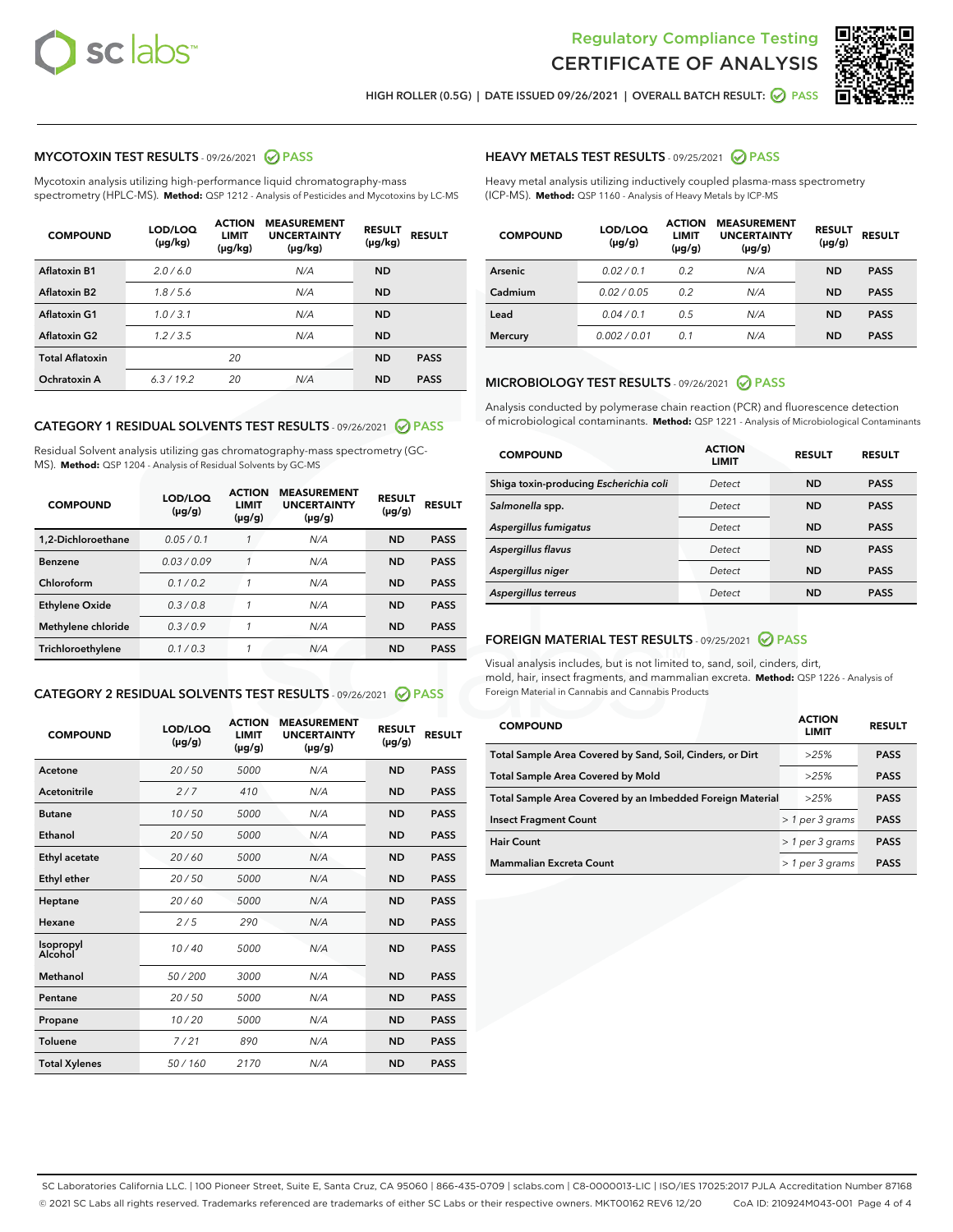Regulatory Compliance Testing

# CERTIFICATE OF ANALYSIS

HIGH ROLLER (0.5G) | DATE ISSUED 09/26/2021 | OVERALL BATCH RESULT: PASS

## MYCOTOXIN TEST RESULTS - 09/26/2021 PASS

Mycotoxin analysis utilizing high-performance liquid chromatography-mass spectrometry (HPLC-MS). **Method:** QSP 1212 - Analysis of Pesticides and Mycotoxins by LC-MS

| COMPOUND | LOD/LOQ (µg/kg) | ACTION LIMIT (µg/kg) | MEASUREMENT UNCERTAINTY (µg/kg) | RESULT (µg/kg) | RESULT |
|---|---|---|---|---|---|
| Aflatoxin B1 | 2.0 / 6.0 | | N/A | ND | |
| Aflatoxin B2 | 1.8 / 5.6 | | N/A | ND | |
| Aflatoxin G1 | 1.0 / 3.1 | | N/A | ND | |
| Aflatoxin G2 | 1.2 / 3.5 | | N/A | ND | |
| Total Aflatoxin | | 20 | | ND | PASS |
| Ochratoxin A | 6.3 / 19.2 | 20 | N/A | ND | PASS |

## CATEGORY 1 RESIDUAL SOLVENTS TEST RESULTS - 09/26/2021 PASS

Residual Solvent analysis utilizing gas chromatography-mass spectrometry (GC-MS). **Method:** QSP 1204 - Analysis of Residual Solvents by GC-MS

| COMPOUND | LOD/LOQ (µg/g) | ACTION LIMIT (µg/g) | MEASUREMENT UNCERTAINTY (µg/g) | RESULT (µg/g) | RESULT |
|---|---|---|---|---|---|
| 1,2-Dichloroethane | 0.05 / 0.1 | 1 | N/A | ND | PASS |
| Benzene | 0.03 / 0.09 | 1 | N/A | ND | PASS |
| Chloroform | 0.1 / 0.2 | 1 | N/A | ND | PASS |
| Ethylene Oxide | 0.3 / 0.8 | 1 | N/A | ND | PASS |
| Methylene chloride | 0.3 / 0.9 | 1 | N/A | ND | PASS |
| Trichloroethylene | 0.1 / 0.3 | 1 | N/A | ND | PASS |

## CATEGORY 2 RESIDUAL SOLVENTS TEST RESULTS - 09/26/2021 PASS

| COMPOUND | LOD/LOQ (µg/g) | ACTION LIMIT (µg/g) | MEASUREMENT UNCERTAINTY (µg/g) | RESULT (µg/g) | RESULT |
|---|---|---|---|---|---|
| Acetone | 20 / 50 | 5000 | N/A | ND | PASS |
| Acetonitrile | 2 / 7 | 410 | N/A | ND | PASS |
| Butane | 10 / 50 | 5000 | N/A | ND | PASS |
| Ethanol | 20 / 50 | 5000 | N/A | ND | PASS |
| Ethyl acetate | 20 / 60 | 5000 | N/A | ND | PASS |
| Ethyl ether | 20 / 50 | 5000 | N/A | ND | PASS |
| Heptane | 20 / 60 | 5000 | N/A | ND | PASS |
| Hexane | 2 / 5 | 290 | N/A | ND | PASS |
| Isopropyl Alcohol | 10 / 40 | 5000 | N/A | ND | PASS |
| Methanol | 50 / 200 | 3000 | N/A | ND | PASS |
| Pentane | 20 / 50 | 5000 | N/A | ND | PASS |
| Propane | 10 / 20 | 5000 | N/A | ND | PASS |
| Toluene | 7 / 21 | 890 | N/A | ND | PASS |
| Total Xylenes | 50 / 160 | 2170 | N/A | ND | PASS |

## HEAVY METALS TEST RESULTS - 09/25/2021 PASS

Heavy metal analysis utilizing inductively coupled plasma-mass spectrometry (ICP-MS). **Method:** QSP 1160 - Analysis of Heavy Metals by ICP-MS

| COMPOUND | LOD/LOQ (µg/g) | ACTION LIMIT (µg/g) | MEASUREMENT UNCERTAINTY (µg/g) | RESULT (µg/g) | RESULT |
|---|---|---|---|---|---|
| Arsenic | 0.02 / 0.1 | 0.2 | N/A | ND | PASS |
| Cadmium | 0.02 / 0.05 | 0.2 | N/A | ND | PASS |
| Lead | 0.04 / 0.1 | 0.5 | N/A | ND | PASS |
| Mercury | 0.002 / 0.01 | 0.1 | N/A | ND | PASS |

## MICROBIOLOGY TEST RESULTS - 09/26/2021 PASS

Analysis conducted by polymerase chain reaction (PCR) and fluorescence detection of microbiological contaminants. **Method:** QSP 1221 - Analysis of Microbiological Contaminants

| COMPOUND | ACTION LIMIT | RESULT | RESULT |
|---|---|---|---|
| Shiga toxin-producing *Escherichia coli* | Detect | ND | PASS |
| *Salmonella* spp. | Detect | ND | PASS |
| *Aspergillus fumigatus* | Detect | ND | PASS |
| *Aspergillus flavus* | Detect | ND | PASS |
| *Aspergillus niger* | Detect | ND | PASS |
| *Aspergillus terreus* | Detect | ND | PASS |

## FOREIGN MATERIAL TEST RESULTS - 09/25/2021 PASS

Visual analysis includes, but is not limited to, sand, soil, cinders, dirt, mold, hair, insect fragments, and mammalian excreta. **Method:** QSP 1226 - Analysis of Foreign Material in Cannabis and Cannabis Products

| COMPOUND | ACTION LIMIT | RESULT |
|---|---|---|
| Total Sample Area Covered by Sand, Soil, Cinders, or Dirt | >25% | PASS |
| Total Sample Area Covered by Mold | >25% | PASS |
| Total Sample Area Covered by an Imbedded Foreign Material | >25% | PASS |
| Insect Fragment Count | > 1 per 3 grams | PASS |
| Hair Count | > 1 per 3 grams | PASS |
| Mammalian Excreta Count | > 1 per 3 grams | PASS |

SC Laboratories California LLC. | 100 Pioneer Street, Suite E, Santa Cruz, CA 95060 | 866-435-0709 | sclabs.com | C8-0000013-LIC | ISO/IES 17025:2017 PJLA Accreditation Number 87168
© 2021 SC Labs all rights reserved. Trademarks referenced are trademarks of either SC Labs or their respective owners. MKT00162 REV6 12/20 CoA ID: 210924M043-001